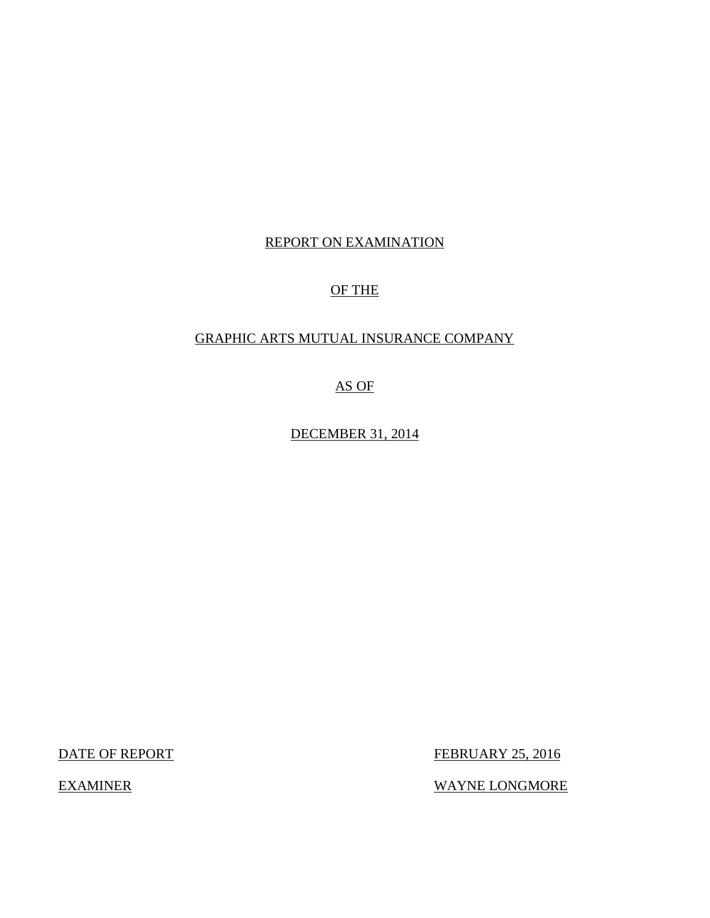REPORT ON EXAMINATION

OF THE

GRAPHIC ARTS MUTUAL INSURANCE COMPANY

AS OF

DECEMBER 31, 2014

| | |
|---|---|
| DATE OF REPORT | FEBRUARY 25, 2016 |
| EXAMINER | WAYNE LONGMORE |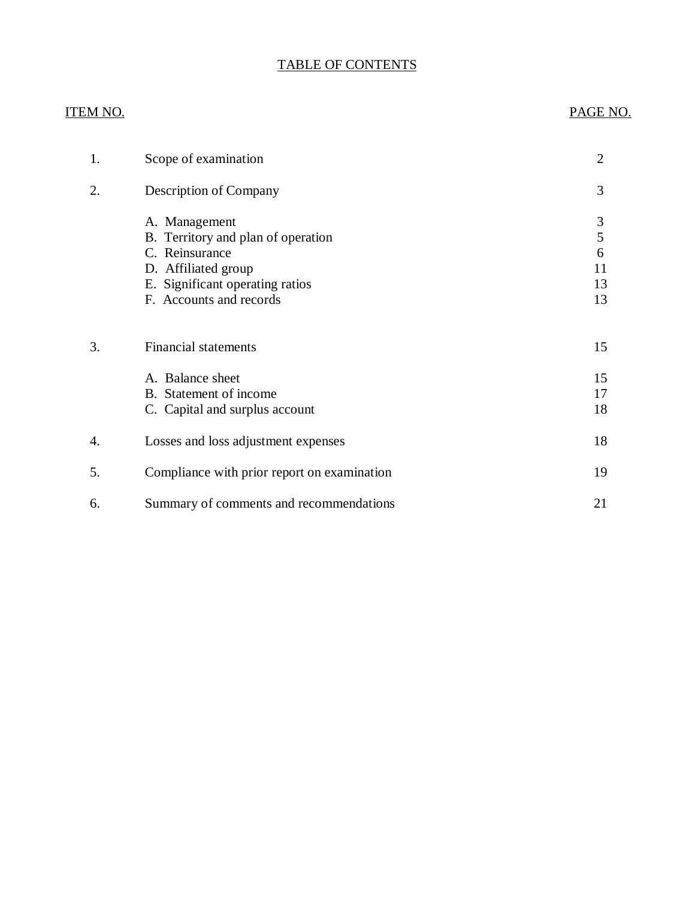# TABLE OF CONTENTS

| ITEM NO. | | PAGE NO. |
|---|---|---|
| 1. | Scope of examination | 2 |
| 2. | Description of Company | 3 |
| | A. Management | 3 |
| | B. Territory and plan of operation | 5 |
| | C. Reinsurance | 6 |
| | D. Affiliated group | 11 |
| | E. Significant operating ratios | 13 |
| | F. Accounts and records | 13 |
| 3. | Financial statements | 15 |
| | A. Balance sheet | 15 |
| | B. Statement of income | 17 |
| | C. Capital and surplus account | 18 |
| 4. | Losses and loss adjustment expenses | 18 |
| 5. | Compliance with prior report on examination | 19 |
| 6. | Summary of comments and recommendations | 21 |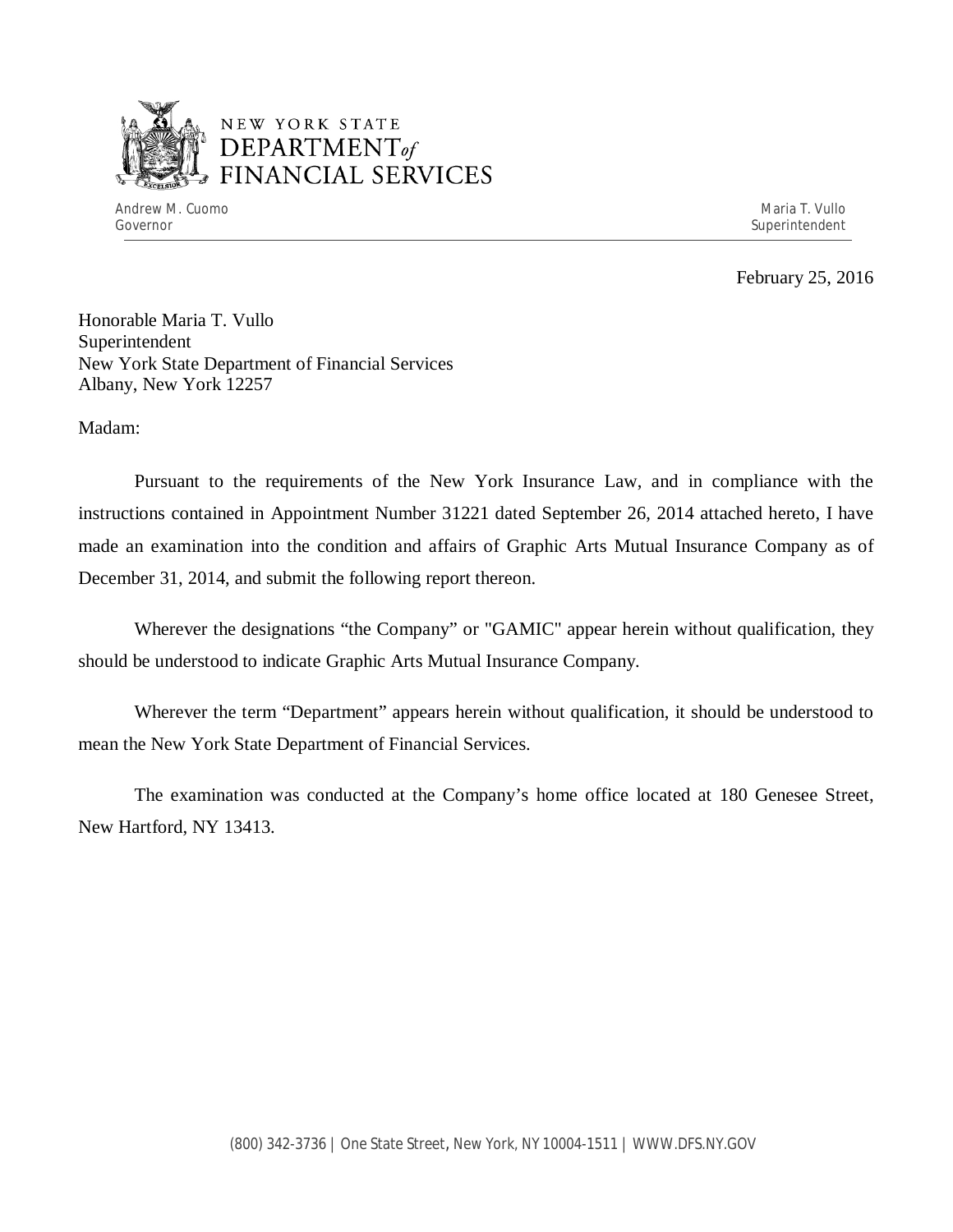NEW YORK STATE
DEPARTMENT of
FINANCIAL SERVICES

Andrew M. Cuomo
Governor

Maria T. Vullo
Superintendent

February 25, 2016

Honorable Maria T. Vullo
Superintendent
New York State Department of Financial Services
Albany, New York 12257

Madam:

Pursuant to the requirements of the New York Insurance Law, and in compliance with the instructions contained in Appointment Number 31221 dated September 26, 2014 attached hereto, I have made an examination into the condition and affairs of Graphic Arts Mutual Insurance Company as of December 31, 2014, and submit the following report thereon.

Wherever the designations “the Company” or "GAMIC" appear herein without qualification, they should be understood to indicate Graphic Arts Mutual Insurance Company.

Wherever the term “Department” appears herein without qualification, it should be understood to mean the New York State Department of Financial Services.

The examination was conducted at the Company’s home office located at 180 Genesee Street, New Hartford, NY 13413.

(800) 342-3736 | One State Street, New York, NY 10004-1511 | WWW.DFS.NY.GOV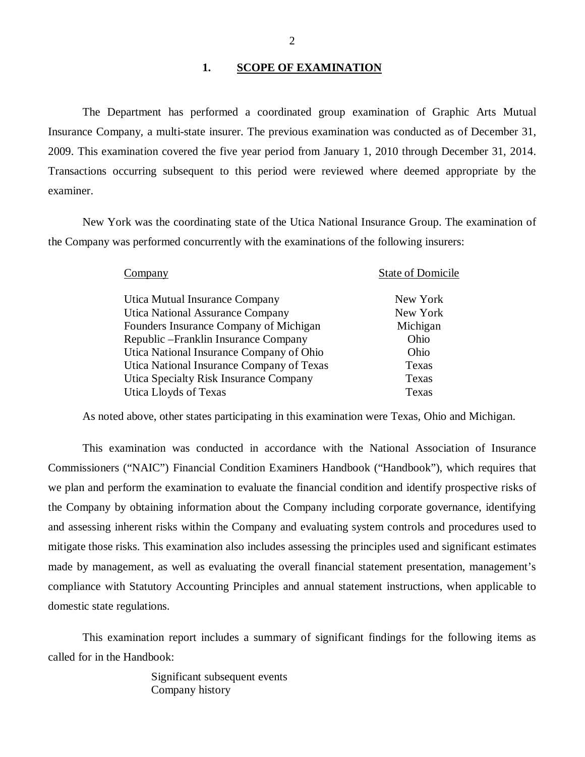## 1. SCOPE OF EXAMINATION

The Department has performed a coordinated group examination of Graphic Arts Mutual Insurance Company, a multi-state insurer. The previous examination was conducted as of December 31, 2009. This examination covered the five year period from January 1, 2010 through December 31, 2014. Transactions occurring subsequent to this period were reviewed where deemed appropriate by the examiner.

New York was the coordinating state of the Utica National Insurance Group. The examination of the Company was performed concurrently with the examinations of the following insurers:

| Company | State of Domicile |
| --- | --- |
| Utica Mutual Insurance Company | New York |
| Utica National Assurance Company | New York |
| Founders Insurance Company of Michigan | Michigan |
| Republic –Franklin Insurance Company | Ohio |
| Utica National Insurance Company of Ohio | Ohio |
| Utica National Insurance Company of Texas | Texas |
| Utica Specialty Risk Insurance Company | Texas |
| Utica Lloyds of Texas | Texas |

As noted above, other states participating in this examination were Texas, Ohio and Michigan.

This examination was conducted in accordance with the National Association of Insurance Commissioners ("NAIC") Financial Condition Examiners Handbook ("Handbook"), which requires that we plan and perform the examination to evaluate the financial condition and identify prospective risks of the Company by obtaining information about the Company including corporate governance, identifying and assessing inherent risks within the Company and evaluating system controls and procedures used to mitigate those risks. This examination also includes assessing the principles used and significant estimates made by management, as well as evaluating the overall financial statement presentation, management's compliance with Statutory Accounting Principles and annual statement instructions, when applicable to domestic state regulations.

This examination report includes a summary of significant findings for the following items as called for in the Handbook:

Significant subsequent events
Company history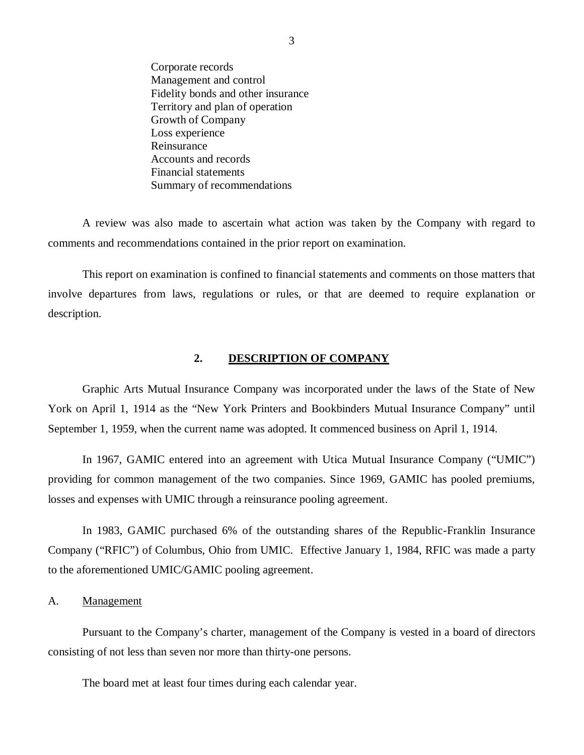Corporate records
Management and control
Fidelity bonds and other insurance
Territory and plan of operation
Growth of Company
Loss experience
Reinsurance
Accounts and records
Financial statements
Summary of recommendations

A review was also made to ascertain what action was taken by the Company with regard to comments and recommendations contained in the prior report on examination.

This report on examination is confined to financial statements and comments on those matters that involve departures from laws, regulations or rules, or that are deemed to require explanation or description.

## 2. DESCRIPTION OF COMPANY

Graphic Arts Mutual Insurance Company was incorporated under the laws of the State of New York on April 1, 1914 as the "New York Printers and Bookbinders Mutual Insurance Company" until September 1, 1959, when the current name was adopted. It commenced business on April 1, 1914.

In 1967, GAMIC entered into an agreement with Utica Mutual Insurance Company ("UMIC") providing for common management of the two companies. Since 1969, GAMIC has pooled premiums, losses and expenses with UMIC through a reinsurance pooling agreement.

In 1983, GAMIC purchased 6% of the outstanding shares of the Republic-Franklin Insurance Company ("RFIC") of Columbus, Ohio from UMIC. Effective January 1, 1984, RFIC was made a party to the aforementioned UMIC/GAMIC pooling agreement.

### A. Management

Pursuant to the Company's charter, management of the Company is vested in a board of directors consisting of not less than seven nor more than thirty-one persons.

The board met at least four times during each calendar year.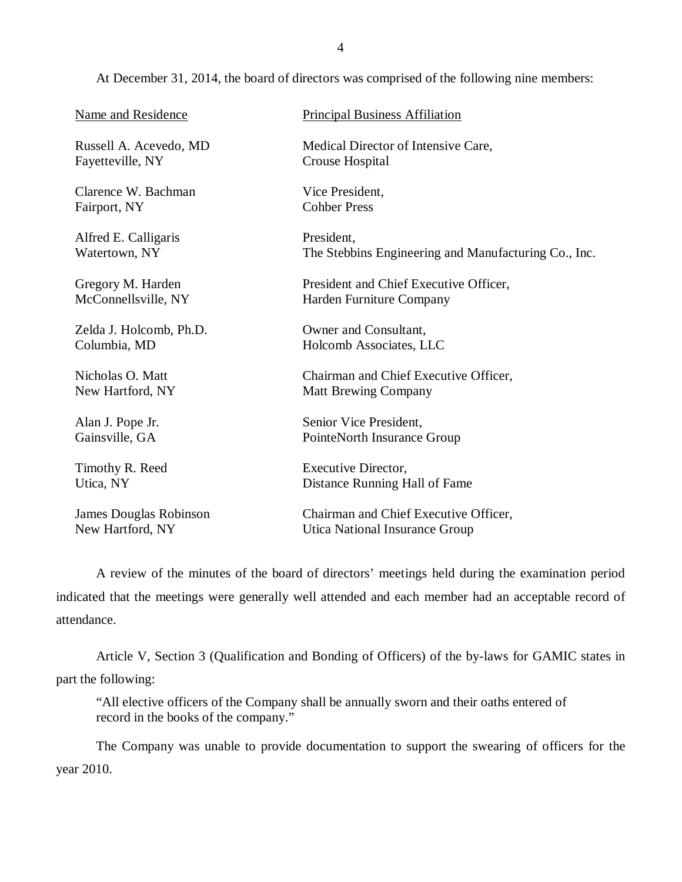At December 31, 2014, the board of directors was comprised of the following nine members:

| Name and Residence | Principal Business Affiliation |
|---|---|
| Russell A. Acevedo, MD<br>Fayetteville, NY | Medical Director of Intensive Care,<br>Crouse Hospital |
| Clarence W. Bachman<br>Fairport, NY | Vice President,<br>Cohber Press |
| Alfred E. Calligaris<br>Watertown, NY | President,<br>The Stebbins Engineering and Manufacturing Co., Inc. |
| Gregory M. Harden<br>McConnellsville, NY | President and Chief Executive Officer,<br>Harden Furniture Company |
| Zelda J. Holcomb, Ph.D.<br>Columbia, MD | Owner and Consultant,<br>Holcomb Associates, LLC |
| Nicholas O. Matt<br>New Hartford, NY | Chairman and Chief Executive Officer,<br>Matt Brewing Company |
| Alan J. Pope Jr.<br>Gainsville, GA | Senior Vice President,<br>PointeNorth Insurance Group |
| Timothy R. Reed<br>Utica, NY | Executive Director,<br>Distance Running Hall of Fame |
| James Douglas Robinson<br>New Hartford, NY | Chairman and Chief Executive Officer,<br>Utica National Insurance Group |

A review of the minutes of the board of directors' meetings held during the examination period indicated that the meetings were generally well attended and each member had an acceptable record of attendance.

Article V, Section 3 (Qualification and Bonding of Officers) of the by-laws for GAMIC states in part the following:

> "All elective officers of the Company shall be annually sworn and their oaths entered of record in the books of the company."

The Company was unable to provide documentation to support the swearing of officers for the year 2010.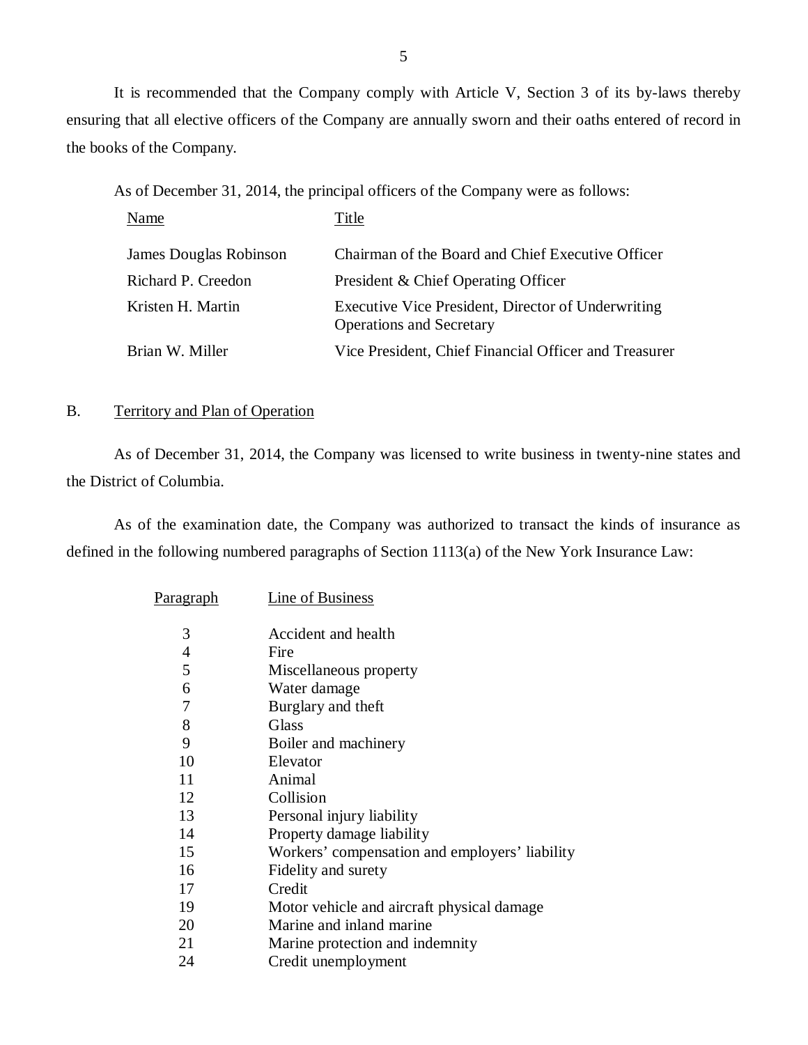It is recommended that the Company comply with Article V, Section 3 of its by-laws thereby ensuring that all elective officers of the Company are annually sworn and their oaths entered of record in the books of the Company.

As of December 31, 2014, the principal officers of the Company were as follows:

| Name | Title |
|---|---|
| James Douglas Robinson | Chairman of the Board and Chief Executive Officer |
| Richard P. Creedon | President & Chief Operating Officer |
| Kristen H. Martin | Executive Vice President, Director of Underwriting Operations and Secretary |
| Brian W. Miller | Vice President, Chief Financial Officer and Treasurer |

## B. Territory and Plan of Operation

As of December 31, 2014, the Company was licensed to write business in twenty-nine states and the District of Columbia.

As of the examination date, the Company was authorized to transact the kinds of insurance as defined in the following numbered paragraphs of Section 1113(a) of the New York Insurance Law:

| Paragraph | Line of Business |
|---|---|
| 3 | Accident and health |
| 4 | Fire |
| 5 | Miscellaneous property |
| 6 | Water damage |
| 7 | Burglary and theft |
| 8 | Glass |
| 9 | Boiler and machinery |
| 10 | Elevator |
| 11 | Animal |
| 12 | Collision |
| 13 | Personal injury liability |
| 14 | Property damage liability |
| 15 | Workers' compensation and employers' liability |
| 16 | Fidelity and surety |
| 17 | Credit |
| 19 | Motor vehicle and aircraft physical damage |
| 20 | Marine and inland marine |
| 21 | Marine protection and indemnity |
| 24 | Credit unemployment |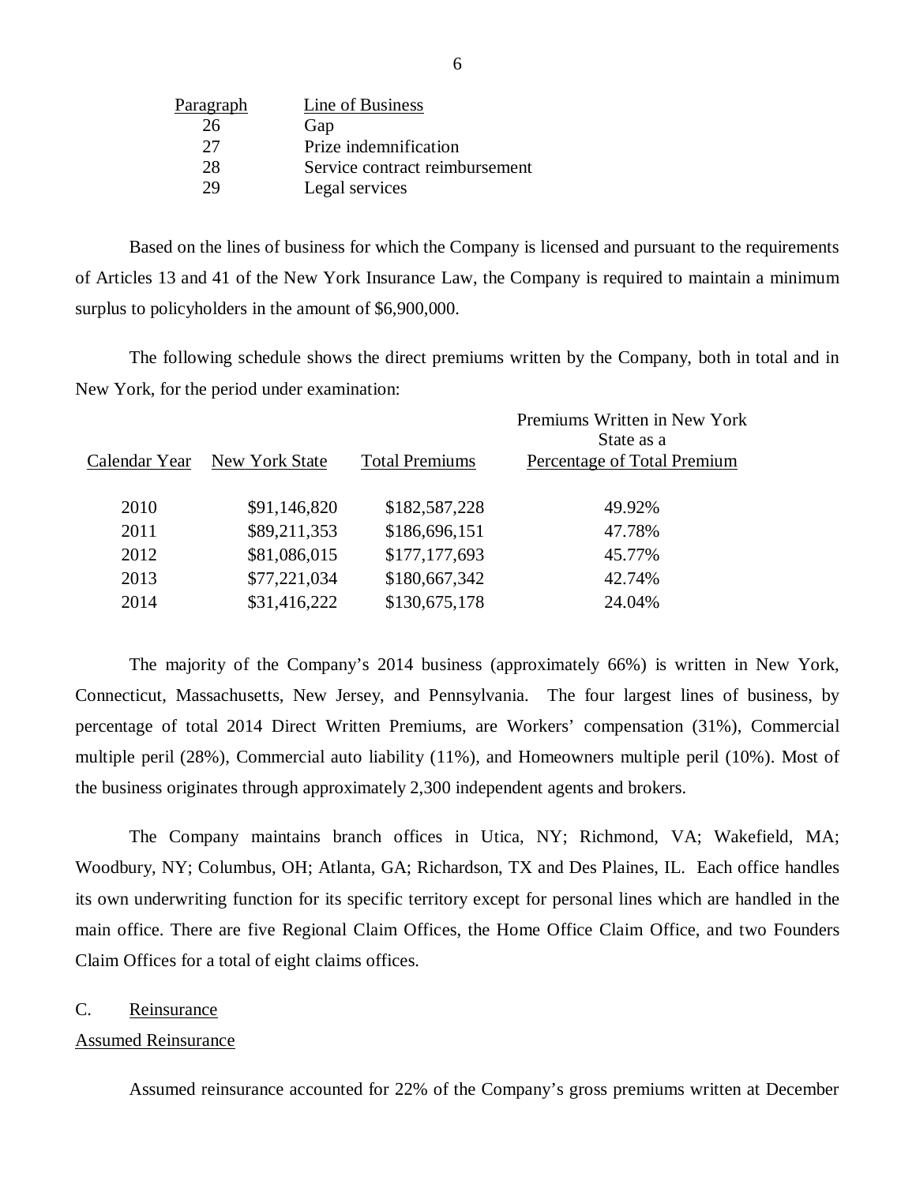| Paragraph | Line of Business |
|---|---|
| 26 | Gap |
| 27 | Prize indemnification |
| 28 | Service contract reimbursement |
| 29 | Legal services |

Based on the lines of business for which the Company is licensed and pursuant to the requirements of Articles 13 and 41 of the New York Insurance Law, the Company is required to maintain a minimum surplus to policyholders in the amount of $6,900,000.

The following schedule shows the direct premiums written by the Company, both in total and in New York, for the period under examination:

| Calendar Year | New York State | Total Premiums | Premiums Written in New York State as a Percentage of Total Premium |
|---|---|---|---|
| 2010 | $91,146,820 | $182,587,228 | 49.92% |
| 2011 | $89,211,353 | $186,696,151 | 47.78% |
| 2012 | $81,086,015 | $177,177,693 | 45.77% |
| 2013 | $77,221,034 | $180,667,342 | 42.74% |
| 2014 | $31,416,222 | $130,675,178 | 24.04% |

The majority of the Company's 2014 business (approximately 66%) is written in New York, Connecticut, Massachusetts, New Jersey, and Pennsylvania. The four largest lines of business, by percentage of total 2014 Direct Written Premiums, are Workers' compensation (31%), Commercial multiple peril (28%), Commercial auto liability (11%), and Homeowners multiple peril (10%). Most of the business originates through approximately 2,300 independent agents and brokers.

The Company maintains branch offices in Utica, NY; Richmond, VA; Wakefield, MA; Woodbury, NY; Columbus, OH; Atlanta, GA; Richardson, TX and Des Plaines, IL. Each office handles its own underwriting function for its specific territory except for personal lines which are handled in the main office. There are five Regional Claim Offices, the Home Office Claim Office, and two Founders Claim Offices for a total of eight claims offices.

## C. Reinsurance

### Assumed Reinsurance

Assumed reinsurance accounted for 22% of the Company's gross premiums written at December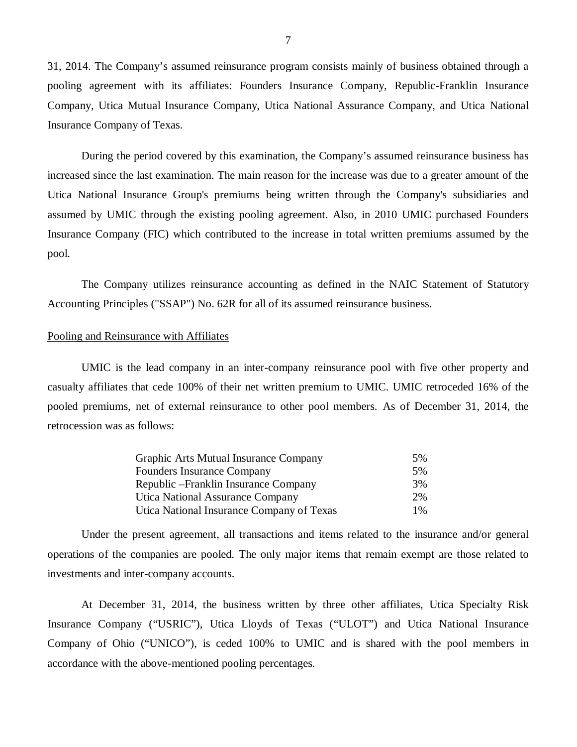31, 2014. The Company's assumed reinsurance program consists mainly of business obtained through a pooling agreement with its affiliates: Founders Insurance Company, Republic-Franklin Insurance Company, Utica Mutual Insurance Company, Utica National Assurance Company, and Utica National Insurance Company of Texas.

During the period covered by this examination, the Company's assumed reinsurance business has increased since the last examination. The main reason for the increase was due to a greater amount of the Utica National Insurance Group's premiums being written through the Company's subsidiaries and assumed by UMIC through the existing pooling agreement. Also, in 2010 UMIC purchased Founders Insurance Company (FIC) which contributed to the increase in total written premiums assumed by the pool.

The Company utilizes reinsurance accounting as defined in the NAIC Statement of Statutory Accounting Principles ("SSAP") No. 62R for all of its assumed reinsurance business.

Pooling and Reinsurance with Affiliates

UMIC is the lead company in an inter-company reinsurance pool with five other property and casualty affiliates that cede 100% of their net written premium to UMIC. UMIC retroceded 16% of the pooled premiums, net of external reinsurance to other pool members. As of December 31, 2014, the retrocession was as follows:

| | |
|---|---|
| Graphic Arts Mutual Insurance Company | 5% |
| Founders Insurance Company | 5% |
| Republic –Franklin Insurance Company | 3% |
| Utica National Assurance Company | 2% |
| Utica National Insurance Company of Texas | 1% |

Under the present agreement, all transactions and items related to the insurance and/or general operations of the companies are pooled. The only major items that remain exempt are those related to investments and inter-company accounts.

At December 31, 2014, the business written by three other affiliates, Utica Specialty Risk Insurance Company ("USRIC"), Utica Lloyds of Texas ("ULOT") and Utica National Insurance Company of Ohio ("UNICO"), is ceded 100% to UMIC and is shared with the pool members in accordance with the above-mentioned pooling percentages.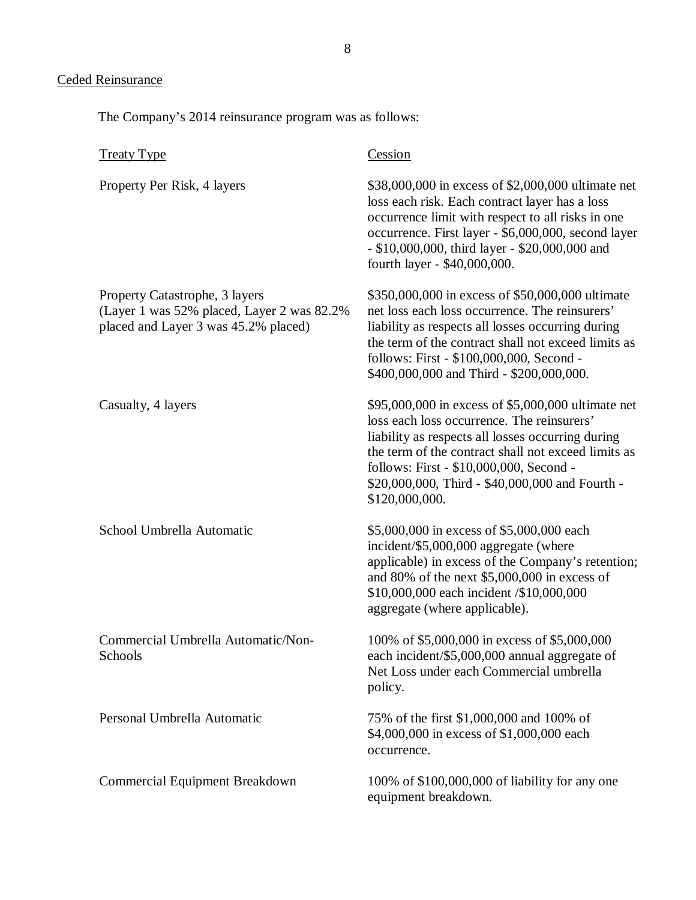Ceded Reinsurance

The Company's 2014 reinsurance program was as follows:

| Treaty Type | Cession |
|---|---|
| Property Per Risk, 4 layers | \$38,000,000 in excess of \$2,000,000 ultimate net loss each risk. Each contract layer has a loss occurrence limit with respect to all risks in one occurrence. First layer - \$6,000,000, second layer - \$10,000,000, third layer - \$20,000,000 and fourth layer - \$40,000,000. |
| Property Catastrophe, 3 layers (Layer 1 was 52% placed, Layer 2 was 82.2% placed and Layer 3 was 45.2% placed) | \$350,000,000 in excess of \$50,000,000 ultimate net loss each loss occurrence. The reinsurers' liability as respects all losses occurring during the term of the contract shall not exceed limits as follows: First - \$100,000,000, Second - \$400,000,000 and Third - \$200,000,000. |
| Casualty, 4 layers | \$95,000,000 in excess of \$5,000,000 ultimate net loss each loss occurrence. The reinsurers' liability as respects all losses occurring during the term of the contract shall not exceed limits as follows: First - \$10,000,000, Second - \$20,000,000, Third - \$40,000,000 and Fourth - \$120,000,000. |
| School Umbrella Automatic | \$5,000,000 in excess of \$5,000,000 each incident/\$5,000,000 aggregate (where applicable) in excess of the Company's retention; and 80% of the next \$5,000,000 in excess of \$10,000,000 each incident /\$10,000,000 aggregate (where applicable). |
| Commercial Umbrella Automatic/Non-Schools | 100% of \$5,000,000 in excess of \$5,000,000 each incident/\$5,000,000 annual aggregate of Net Loss under each Commercial umbrella policy. |
| Personal Umbrella Automatic | 75% of the first \$1,000,000 and 100% of \$4,000,000 in excess of \$1,000,000 each occurrence. |
| Commercial Equipment Breakdown | 100% of \$100,000,000 of liability for any one equipment breakdown. |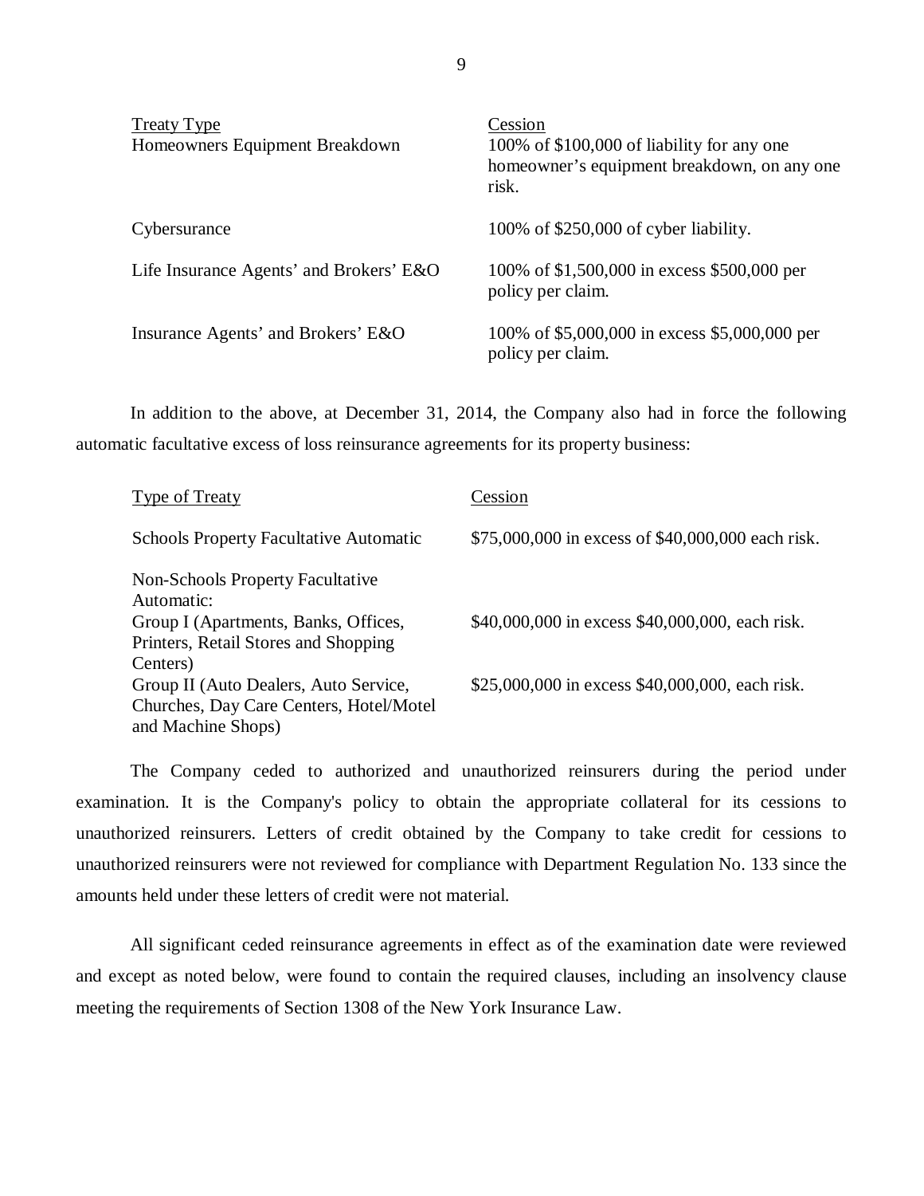| Treaty Type | Cession |
|---|---|
| Homeowners Equipment Breakdown | 100% of \$100,000 of liability for any one homeowner's equipment breakdown, on any one risk. |
| Cybersurance | 100% of \$250,000 of cyber liability. |
| Life Insurance Agents' and Brokers' E&O | 100% of \$1,500,000 in excess \$500,000 per policy per claim. |
| Insurance Agents' and Brokers' E&O | 100% of \$5,000,000 in excess \$5,000,000 per policy per claim. |

In addition to the above, at December 31, 2014, the Company also had in force the following automatic facultative excess of loss reinsurance agreements for its property business:

| Type of Treaty | Cession |
|---|---|
| Schools Property Facultative Automatic | \$75,000,000 in excess of \$40,000,000 each risk. |
| Non-Schools Property Facultative Automatic: | |
| Group I (Apartments, Banks, Offices, Printers, Retail Stores and Shopping Centers) | \$40,000,000 in excess \$40,000,000, each risk. |
| Group II (Auto Dealers, Auto Service, Churches, Day Care Centers, Hotel/Motel and Machine Shops) | \$25,000,000 in excess \$40,000,000, each risk. |

The Company ceded to authorized and unauthorized reinsurers during the period under examination. It is the Company's policy to obtain the appropriate collateral for its cessions to unauthorized reinsurers. Letters of credit obtained by the Company to take credit for cessions to unauthorized reinsurers were not reviewed for compliance with Department Regulation No. 133 since the amounts held under these letters of credit were not material.

All significant ceded reinsurance agreements in effect as of the examination date were reviewed and except as noted below, were found to contain the required clauses, including an insolvency clause meeting the requirements of Section 1308 of the New York Insurance Law.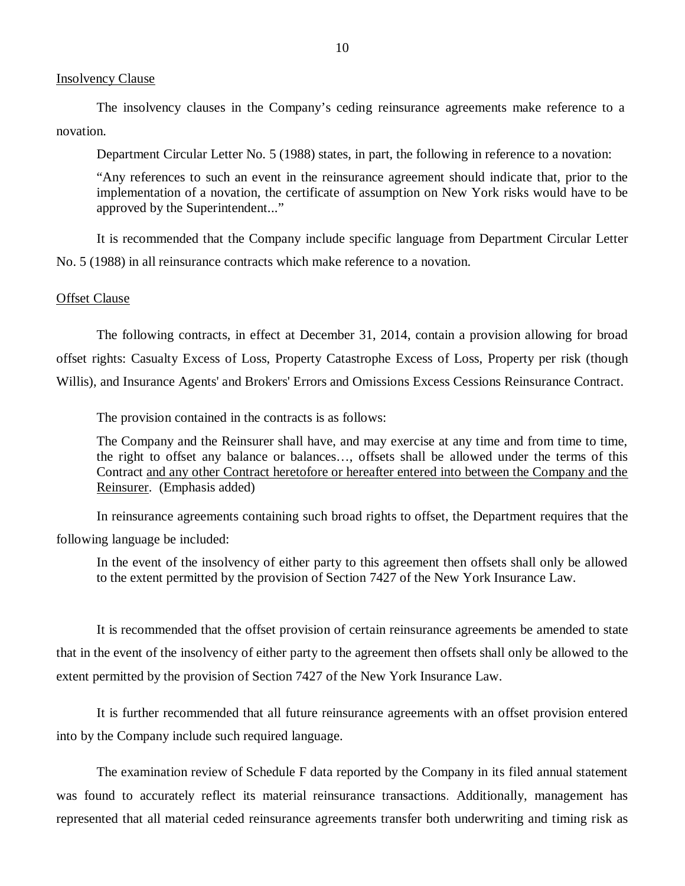Insolvency Clause

The insolvency clauses in the Company's ceding reinsurance agreements make reference to a novation.

Department Circular Letter No. 5 (1988) states, in part, the following in reference to a novation:

> "Any references to such an event in the reinsurance agreement should indicate that, prior to the implementation of a novation, the certificate of assumption on New York risks would have to be approved by the Superintendent..."

It is recommended that the Company include specific language from Department Circular Letter No. 5 (1988) in all reinsurance contracts which make reference to a novation.

Offset Clause

The following contracts, in effect at December 31, 2014, contain a provision allowing for broad offset rights: Casualty Excess of Loss, Property Catastrophe Excess of Loss, Property per risk (though Willis), and Insurance Agents' and Brokers' Errors and Omissions Excess Cessions Reinsurance Contract.

The provision contained in the contracts is as follows:

> The Company and the Reinsurer shall have, and may exercise at any time and from time to time, the right to offset any balance or balances…, offsets shall be allowed under the terms of this Contract and any other Contract heretofore or hereafter entered into between the Company and the Reinsurer. (Emphasis added)

In reinsurance agreements containing such broad rights to offset, the Department requires that the following language be included:

> In the event of the insolvency of either party to this agreement then offsets shall only be allowed to the extent permitted by the provision of Section 7427 of the New York Insurance Law.

It is recommended that the offset provision of certain reinsurance agreements be amended to state that in the event of the insolvency of either party to the agreement then offsets shall only be allowed to the extent permitted by the provision of Section 7427 of the New York Insurance Law.

It is further recommended that all future reinsurance agreements with an offset provision entered into by the Company include such required language.

The examination review of Schedule F data reported by the Company in its filed annual statement was found to accurately reflect its material reinsurance transactions. Additionally, management has represented that all material ceded reinsurance agreements transfer both underwriting and timing risk as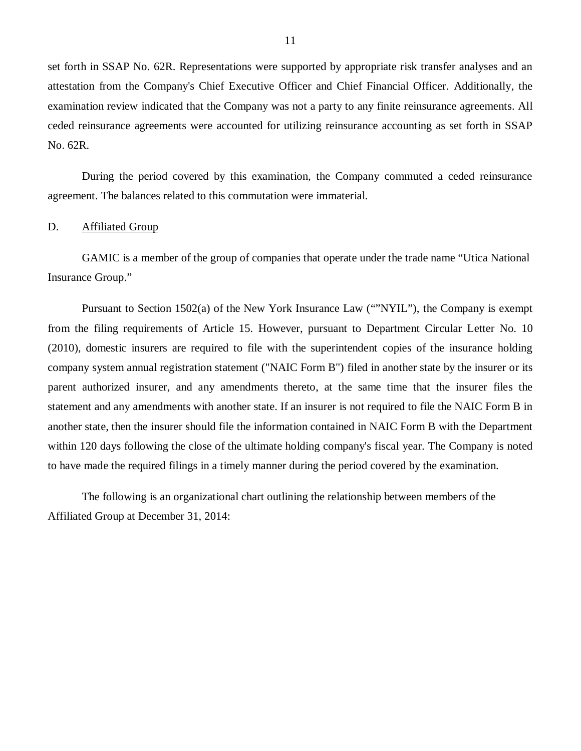set forth in SSAP No. 62R. Representations were supported by appropriate risk transfer analyses and an attestation from the Company's Chief Executive Officer and Chief Financial Officer. Additionally, the examination review indicated that the Company was not a party to any finite reinsurance agreements. All ceded reinsurance agreements were accounted for utilizing reinsurance accounting as set forth in SSAP No. 62R.

During the period covered by this examination, the Company commuted a ceded reinsurance agreement. The balances related to this commutation were immaterial.

D. Affiliated Group

GAMIC is a member of the group of companies that operate under the trade name “Utica National Insurance Group.”

Pursuant to Section 1502(a) of the New York Insurance Law (“”NYIL”), the Company is exempt from the filing requirements of Article 15. However, pursuant to Department Circular Letter No. 10 (2010), domestic insurers are required to file with the superintendent copies of the insurance holding company system annual registration statement ("NAIC Form B") filed in another state by the insurer or its parent authorized insurer, and any amendments thereto, at the same time that the insurer files the statement and any amendments with another state. If an insurer is not required to file the NAIC Form B in another state, then the insurer should file the information contained in NAIC Form B with the Department within 120 days following the close of the ultimate holding company's fiscal year. The Company is noted to have made the required filings in a timely manner during the period covered by the examination.

The following is an organizational chart outlining the relationship between members of the Affiliated Group at December 31, 2014: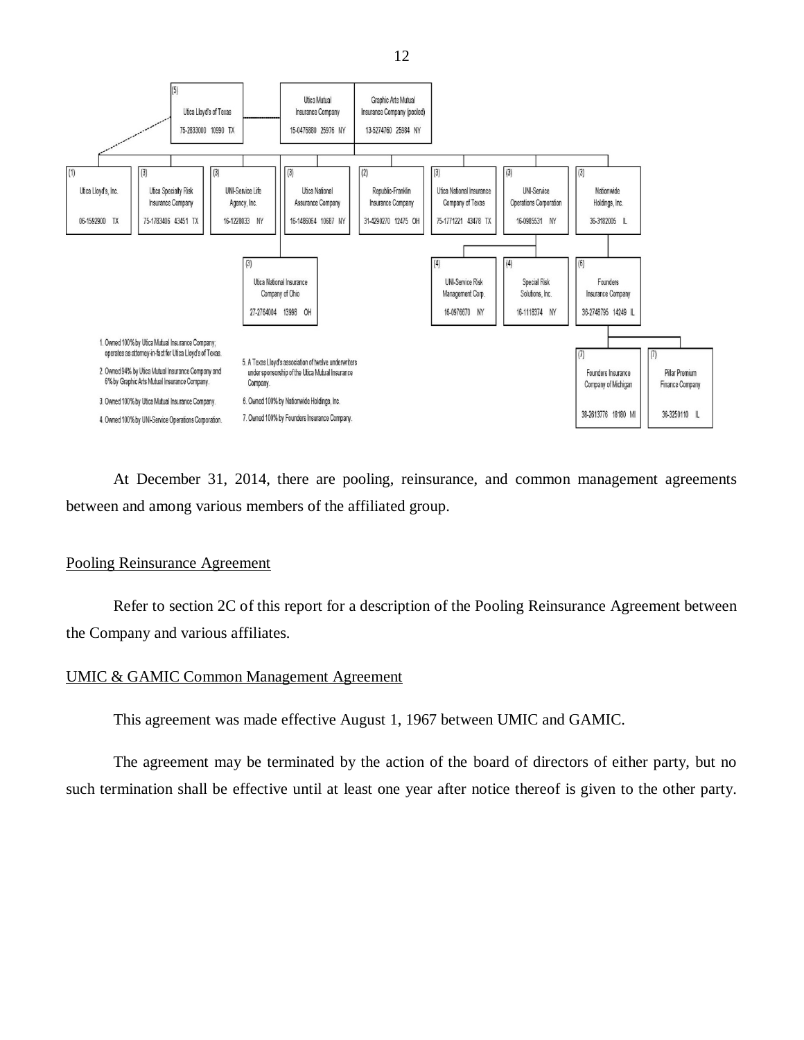(5) Utica Lloyd's of Texas 75-2833000 10990 TX

Utica Mutual Insurance Company 15-0476880 25976 NY

Graphic Arts Mutual Insurance Company (pooled) 13-5274760 25084 NY

(1) Utica Lloyd's, Inc. 06-1592900 TX

(3) Utica Specialty Risk Insurance Company 75-1783406 43451 TX

(3) UNI-Service Life Agency, Inc. 16-1228033 NY

(3) Utica National Assurance Company 16-1486064 10687 NY

(2) Republic-Franklin Insurance Company 31-4290270 12475 OH

(3) Utica National Insurance Company of Texas 75-1771221 43478 TX

(3) UNI-Service Operations Corporation 16-0985531 NY

(3) Nationwide Holdings, Inc. 36-3182005 IL

(3) Utica National Insurance Company of Ohio 27-2764004 13998 OH

(4) UNI-Service Risk Management Corp. 16-0976670 NY

(4) Special Risk Solutions, Inc. 16-1118374 NY

(6) Founders Insurance Company 36-2748795 14249 IL

(7) Founders Insurance Company of Michigan 38-2613776 18180 MI

(7) Pillar Premium Finance Company 36-3250110 IL

1. Owned 100% by Utica Mutual Insurance Company; operates as attorney-in-fact for Utica Lloyd's of Texas.
2. Owned 94% by Utica Mutual Insurance Company and 6% by Graphic Arts Mutual Insurance Company.
3. Owned 100% by Utica Mutual Insurance Company.
4. Owned 100% by UNI-Service Operations Corporation.
5. A Texas Lloyd's association of twelve underwriters under sponsorship of the Utica Mutual Insurance Company.
6. Owned 100% by Nationwide Holdings, Inc.
7. Owned 100% by Founders Insurance Company.

At December 31, 2014, there are pooling, reinsurance, and common management agreements between and among various members of the affiliated group.

Pooling Reinsurance Agreement

Refer to section 2C of this report for a description of the Pooling Reinsurance Agreement between the Company and various affiliates.

UMIC & GAMIC Common Management Agreement

This agreement was made effective August 1, 1967 between UMIC and GAMIC.

The agreement may be terminated by the action of the board of directors of either party, but no such termination shall be effective until at least one year after notice thereof is given to the other party.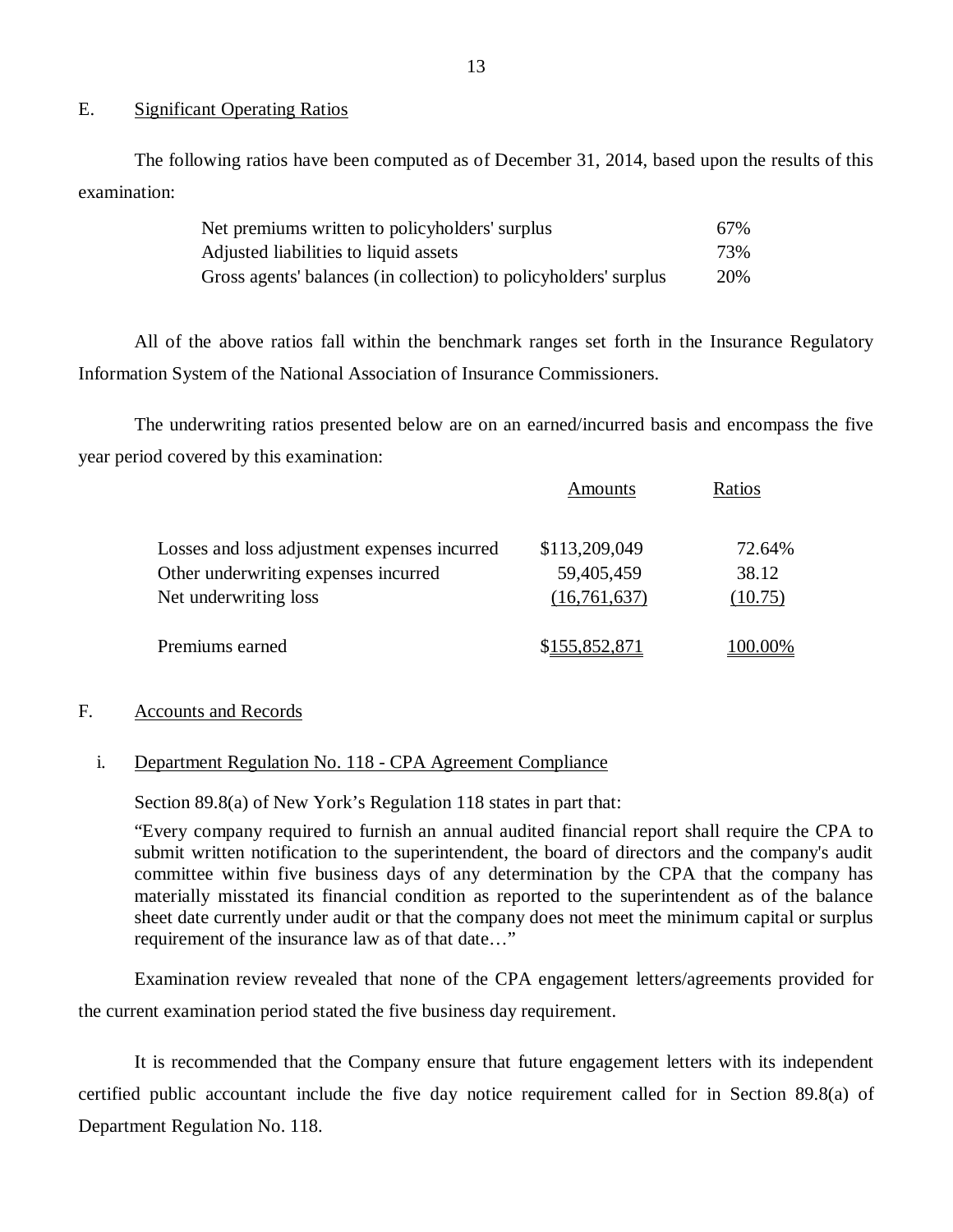## E. Significant Operating Ratios

The following ratios have been computed as of December 31, 2014, based upon the results of this examination:

| | |
|---|---|
| Net premiums written to policyholders' surplus | 67% |
| Adjusted liabilities to liquid assets | 73% |
| Gross agents' balances (in collection) to policyholders' surplus | 20% |

All of the above ratios fall within the benchmark ranges set forth in the Insurance Regulatory Information System of the National Association of Insurance Commissioners.

The underwriting ratios presented below are on an earned/incurred basis and encompass the five year period covered by this examination:

| | Amounts | Ratios |
|---|---|---|
| Losses and loss adjustment expenses incurred | $113,209,049 | 72.64% |
| Other underwriting expenses incurred | 59,405,459 | 38.12 |
| Net underwriting loss | (16,761,637) | (10.75) |
| Premiums earned | $155,852,871 | 100.00% |

## F. Accounts and Records

### i. Department Regulation No. 118 - CPA Agreement Compliance

Section 89.8(a) of New York's Regulation 118 states in part that:

"Every company required to furnish an annual audited financial report shall require the CPA to submit written notification to the superintendent, the board of directors and the company's audit committee within five business days of any determination by the CPA that the company has materially misstated its financial condition as reported to the superintendent as of the balance sheet date currently under audit or that the company does not meet the minimum capital or surplus requirement of the insurance law as of that date…"

Examination review revealed that none of the CPA engagement letters/agreements provided for the current examination period stated the five business day requirement.

It is recommended that the Company ensure that future engagement letters with its independent certified public accountant include the five day notice requirement called for in Section 89.8(a) of Department Regulation No. 118.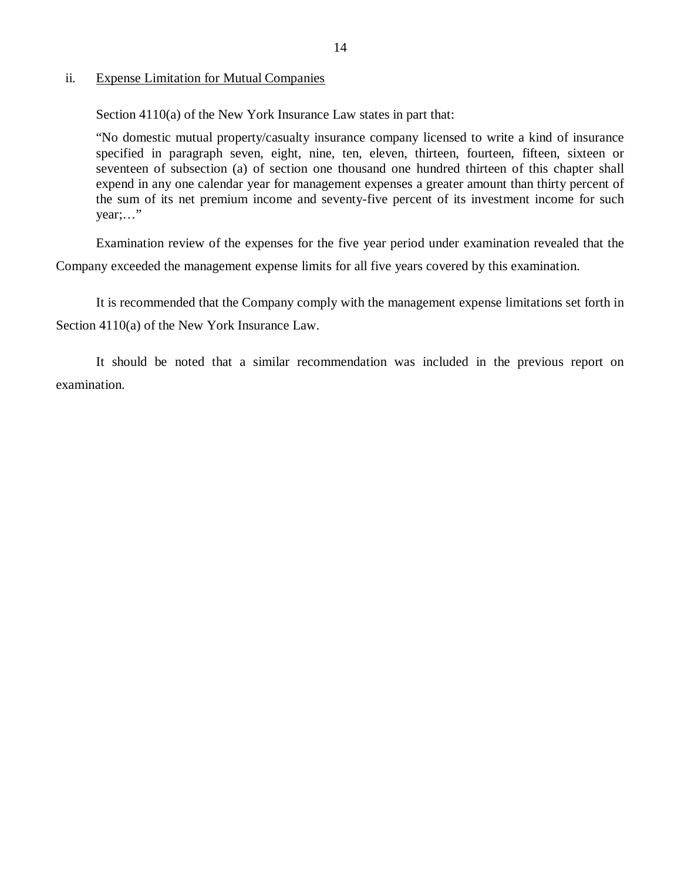ii. Expense Limitation for Mutual Companies

Section 4110(a) of the New York Insurance Law states in part that:

> "No domestic mutual property/casualty insurance company licensed to write a kind of insurance specified in paragraph seven, eight, nine, ten, eleven, thirteen, fourteen, fifteen, sixteen or seventeen of subsection (a) of section one thousand one hundred thirteen of this chapter shall expend in any one calendar year for management expenses a greater amount than thirty percent of the sum of its net premium income and seventy-five percent of its investment income for such year;…"

Examination review of the expenses for the five year period under examination revealed that the Company exceeded the management expense limits for all five years covered by this examination.

It is recommended that the Company comply with the management expense limitations set forth in Section 4110(a) of the New York Insurance Law.

It should be noted that a similar recommendation was included in the previous report on examination.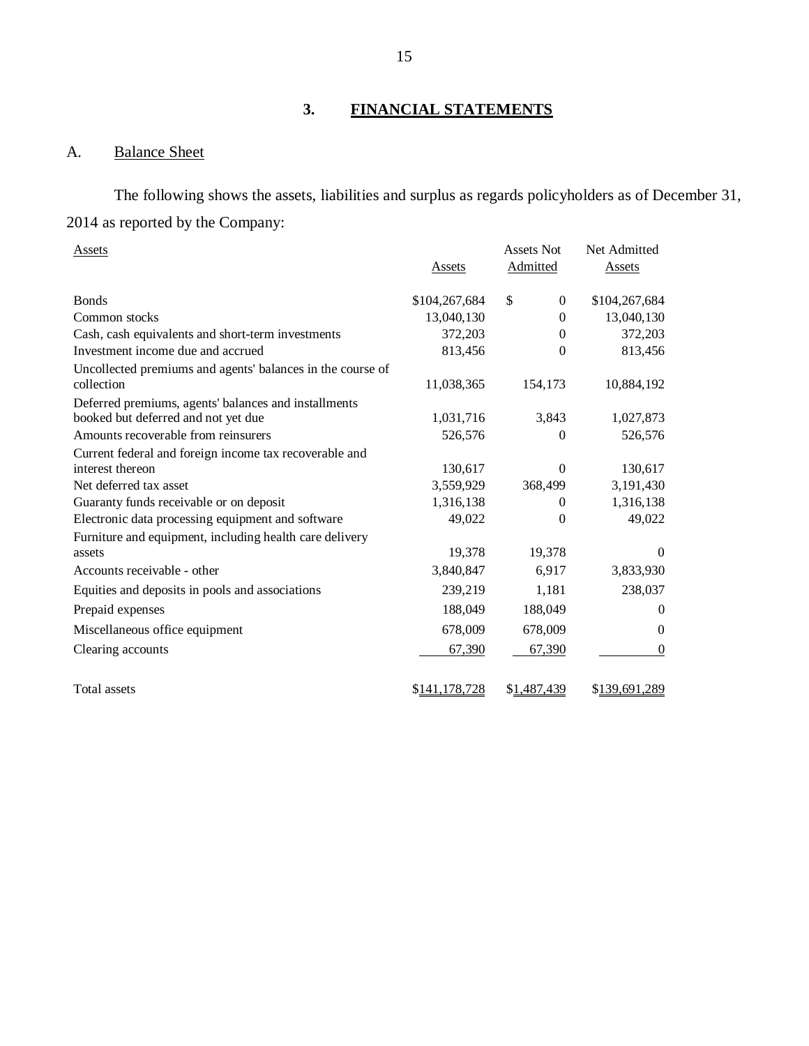## 3. FINANCIAL STATEMENTS

### A. Balance Sheet

The following shows the assets, liabilities and surplus as regards policyholders as of December 31, 2014 as reported by the Company:

| Assets | Assets | Assets Not Admitted | Net Admitted Assets |
|---|---|---|---|
| Bonds | $104,267,684 | $ 0 | $104,267,684 |
| Common stocks | 13,040,130 | 0 | 13,040,130 |
| Cash, cash equivalents and short-term investments | 372,203 | 0 | 372,203 |
| Investment income due and accrued | 813,456 | 0 | 813,456 |
| Uncollected premiums and agents' balances in the course of collection | 11,038,365 | 154,173 | 10,884,192 |
| Deferred premiums, agents' balances and installments booked but deferred and not yet due | 1,031,716 | 3,843 | 1,027,873 |
| Amounts recoverable from reinsurers | 526,576 | 0 | 526,576 |
| Current federal and foreign income tax recoverable and interest thereon | 130,617 | 0 | 130,617 |
| Net deferred tax asset | 3,559,929 | 368,499 | 3,191,430 |
| Guaranty funds receivable or on deposit | 1,316,138 | 0 | 1,316,138 |
| Electronic data processing equipment and software | 49,022 | 0 | 49,022 |
| Furniture and equipment, including health care delivery assets | 19,378 | 19,378 | 0 |
| Accounts receivable - other | 3,840,847 | 6,917 | 3,833,930 |
| Equities and deposits in pools and associations | 239,219 | 1,181 | 238,037 |
| Prepaid expenses | 188,049 | 188,049 | 0 |
| Miscellaneous office equipment | 678,009 | 678,009 | 0 |
| Clearing accounts | 67,390 | 67,390 | 0 |
| Total assets | $141,178,728 | $1,487,439 | $139,691,289 |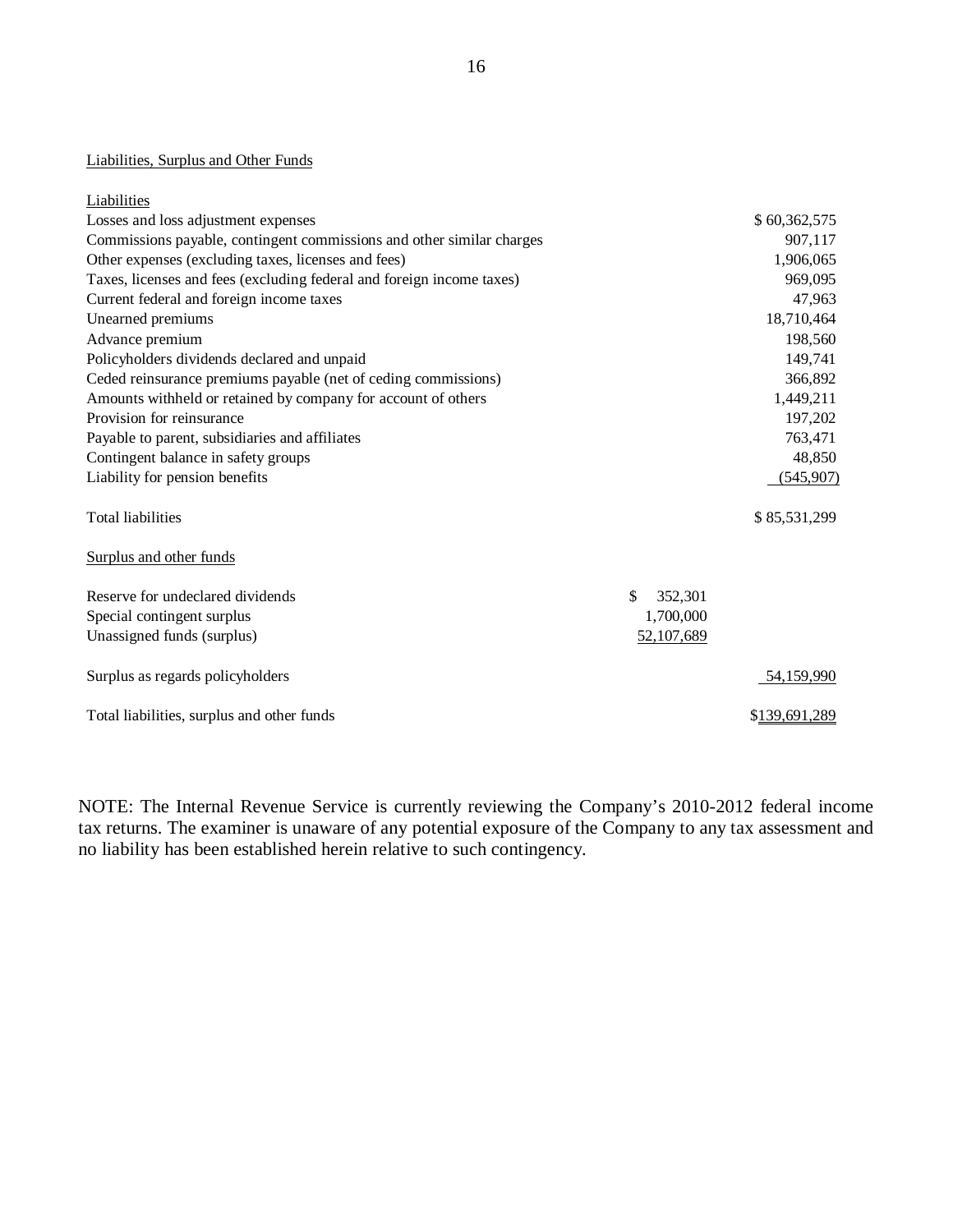Liabilities, Surplus and Other Funds

| Liabilities | | |
|---|---|---|
| Losses and loss adjustment expenses | | $ 60,362,575 |
| Commissions payable, contingent commissions and other similar charges | | 907,117 |
| Other expenses (excluding taxes, licenses and fees) | | 1,906,065 |
| Taxes, licenses and fees (excluding federal and foreign income taxes) | | 969,095 |
| Current federal and foreign income taxes | | 47,963 |
| Unearned premiums | | 18,710,464 |
| Advance premium | | 198,560 |
| Policyholders dividends declared and unpaid | | 149,741 |
| Ceded reinsurance premiums payable (net of ceding commissions) | | 366,892 |
| Amounts withheld or retained by company for account of others | | 1,449,211 |
| Provision for reinsurance | | 197,202 |
| Payable to parent, subsidiaries and affiliates | | 763,471 |
| Contingent balance in safety groups | | 48,850 |
| Liability for pension benefits | | (545,907) |
| Total liabilities | | $ 85,531,299 |
| Surplus and other funds | | |
| Reserve for undeclared dividends | $ 352,301 | |
| Special contingent surplus | 1,700,000 | |
| Unassigned funds (surplus) | 52,107,689 | |
| Surplus as regards policyholders | | 54,159,990 |
| Total liabilities, surplus and other funds | | $139,691,289 |

NOTE: The Internal Revenue Service is currently reviewing the Company's 2010-2012 federal income tax returns. The examiner is unaware of any potential exposure of the Company to any tax assessment and no liability has been established herein relative to such contingency.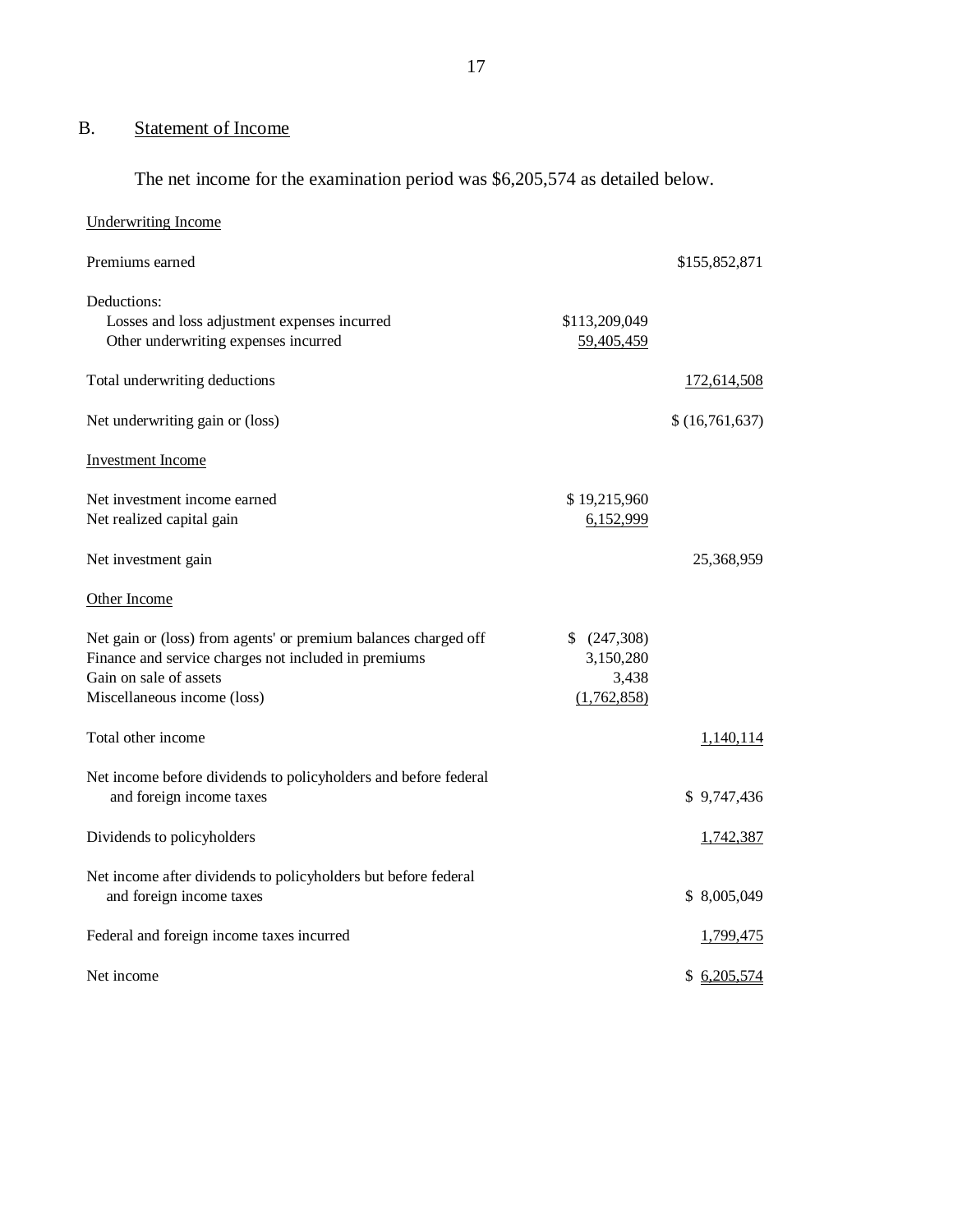## B. Statement of Income

The net income for the examination period was $6,205,574 as detailed below.

| | | |
|---|---|---|
| Underwriting Income | | |
| Premiums earned | | $155,852,871 |
| Deductions: | | |
| Losses and loss adjustment expenses incurred | $113,209,049 | |
| Other underwriting expenses incurred | 59,405,459 | |
| Total underwriting deductions | | 172,614,508 |
| Net underwriting gain or (loss) | | $ (16,761,637) |
| Investment Income | | |
| Net investment income earned | $ 19,215,960 | |
| Net realized capital gain | 6,152,999 | |
| Net investment gain | | 25,368,959 |
| Other Income | | |
| Net gain or (loss) from agents' or premium balances charged off | $ (247,308) | |
| Finance and service charges not included in premiums | 3,150,280 | |
| Gain on sale of assets | 3,438 | |
| Miscellaneous income (loss) | (1,762,858) | |
| Total other income | | 1,140,114 |
| Net income before dividends to policyholders and before federal and foreign income taxes | | $ 9,747,436 |
| Dividends to policyholders | | 1,742,387 |
| Net income after dividends to policyholders but before federal and foreign income taxes | | $ 8,005,049 |
| Federal and foreign income taxes incurred | | 1,799,475 |
| Net income | | $ 6,205,574 |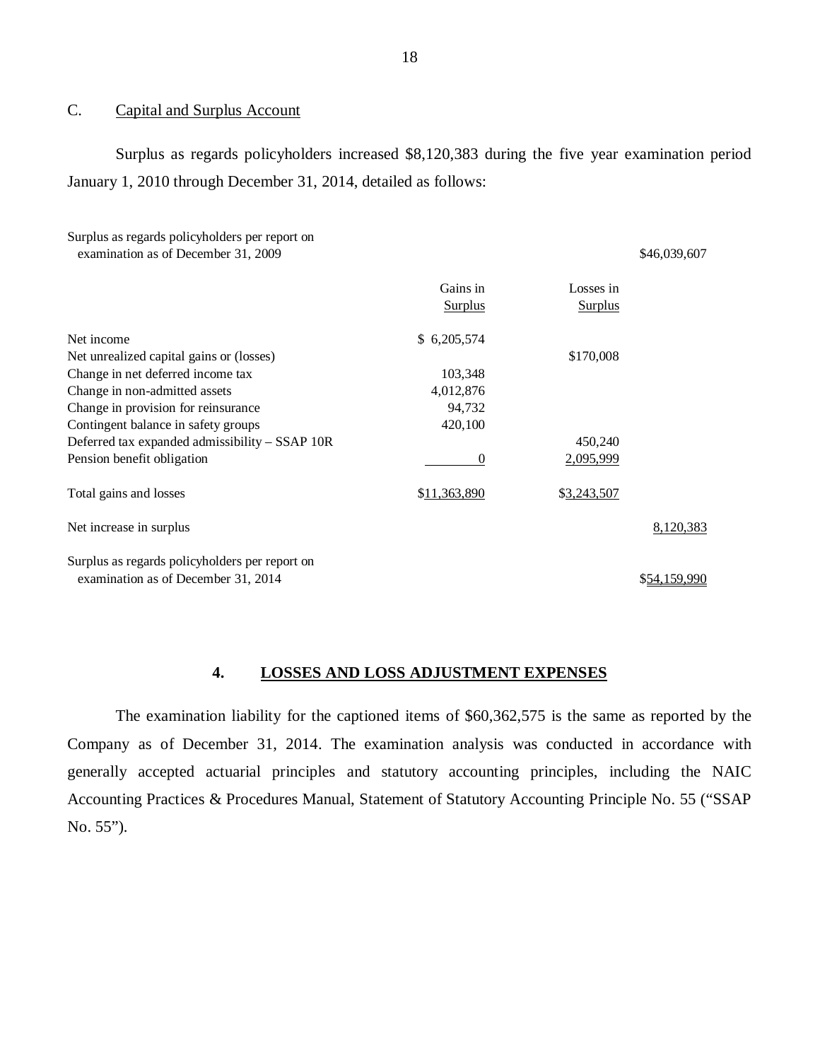## C. Capital and Surplus Account

Surplus as regards policyholders increased $8,120,383 during the five year examination period January 1, 2010 through December 31, 2014, detailed as follows:

| | Gains in Surplus | Losses in Surplus | |
|---|---|---|---|
| Surplus as regards policyholders per report on examination as of December 31, 2009 | | | $46,039,607 |
| Net income | $ 6,205,574 | | |
| Net unrealized capital gains or (losses) | | $170,008 | |
| Change in net deferred income tax | 103,348 | | |
| Change in non-admitted assets | 4,012,876 | | |
| Change in provision for reinsurance | 94,732 | | |
| Contingent balance in safety groups | 420,100 | | |
| Deferred tax expanded admissibility – SSAP 10R | | 450,240 | |
| Pension benefit obligation | 0 | 2,095,999 | |
| Total gains and losses | $11,363,890 | $3,243,507 | |
| Net increase in surplus | | | 8,120,383 |
| Surplus as regards policyholders per report on examination as of December 31, 2014 | | | $54,159,990 |

## 4. LOSSES AND LOSS ADJUSTMENT EXPENSES

The examination liability for the captioned items of $60,362,575 is the same as reported by the Company as of December 31, 2014. The examination analysis was conducted in accordance with generally accepted actuarial principles and statutory accounting principles, including the NAIC Accounting Practices & Procedures Manual, Statement of Statutory Accounting Principle No. 55 ("SSAP No. 55").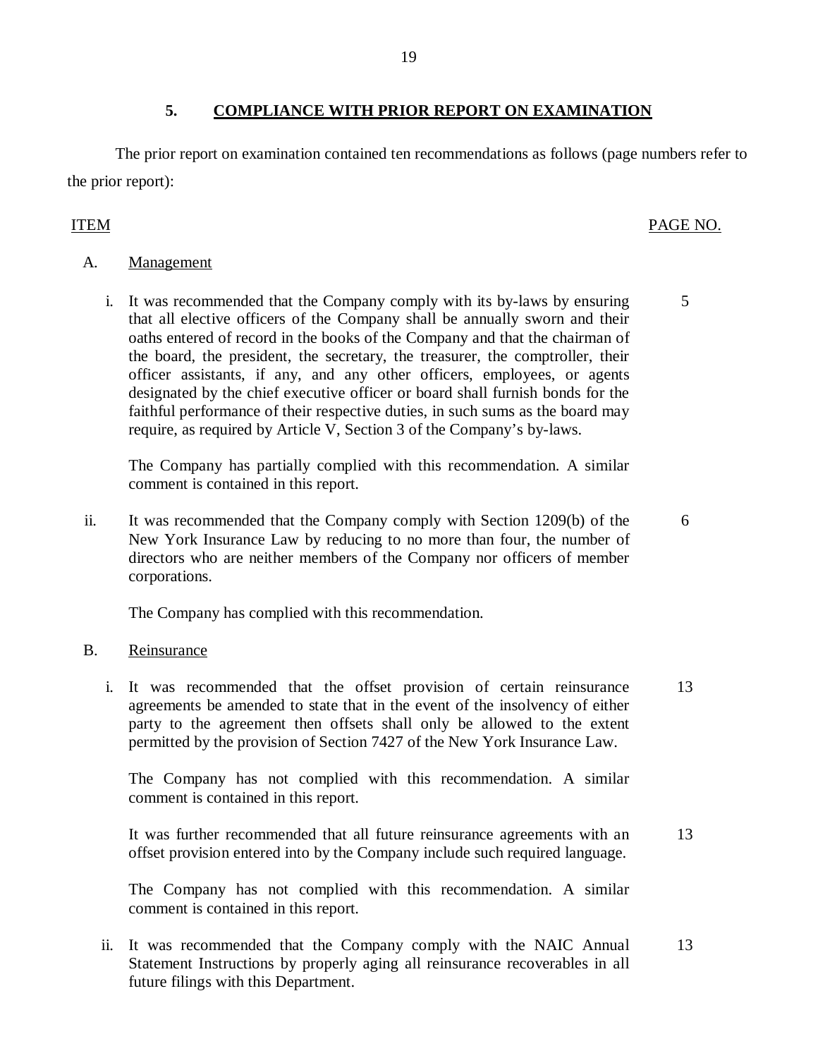## 5. COMPLIANCE WITH PRIOR REPORT ON EXAMINATION

The prior report on examination contained ten recommendations as follows (page numbers refer to the prior report):

| ITEM | | PAGE NO. |
|---|---|---|
| A. | Management | |
| i. | It was recommended that the Company comply with its by-laws by ensuring that all elective officers of the Company shall be annually sworn and their oaths entered of record in the books of the Company and that the chairman of the board, the president, the secretary, the treasurer, the comptroller, their officer assistants, if any, and any other officers, employees, or agents designated by the chief executive officer or board shall furnish bonds for the faithful performance of their respective duties, in such sums as the board may require, as required by Article V, Section 3 of the Company's by-laws. | 5 |
| | The Company has partially complied with this recommendation. A similar comment is contained in this report. | |
| ii. | It was recommended that the Company comply with Section 1209(b) of the New York Insurance Law by reducing to no more than four, the number of directors who are neither members of the Company nor officers of member corporations. | 6 |
| | The Company has complied with this recommendation. | |
| B. | Reinsurance | |
| i. | It was recommended that the offset provision of certain reinsurance agreements be amended to state that in the event of the insolvency of either party to the agreement then offsets shall only be allowed to the extent permitted by the provision of Section 7427 of the New York Insurance Law. | 13 |
| | The Company has not complied with this recommendation. A similar comment is contained in this report. | |
| | It was further recommended that all future reinsurance agreements with an offset provision entered into by the Company include such required language. | 13 |
| | The Company has not complied with this recommendation. A similar comment is contained in this report. | |
| ii. | It was recommended that the Company comply with the NAIC Annual Statement Instructions by properly aging all reinsurance recoverables in all future filings with this Department. | 13 |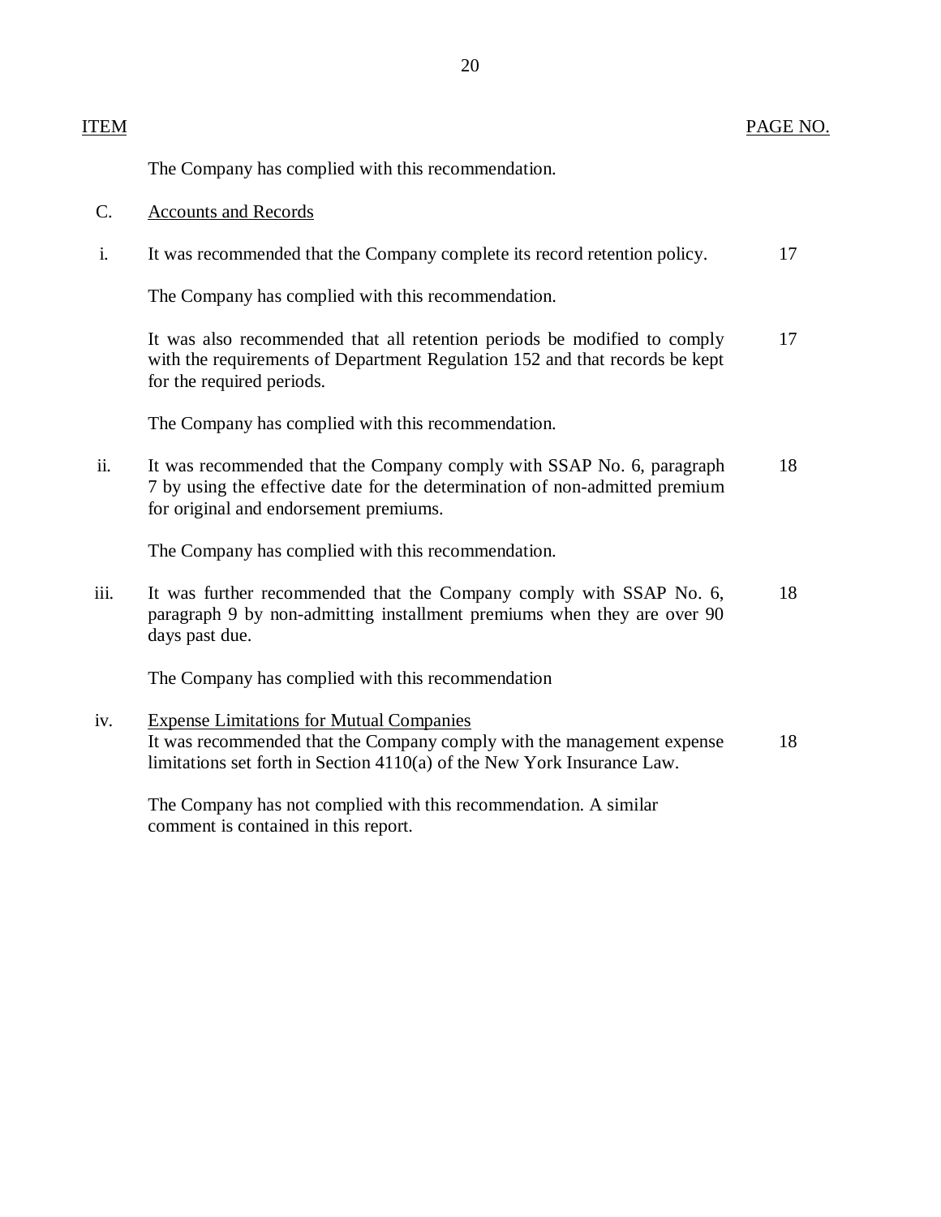| ITEM | | PAGE NO. |
|---|---|---|
| | The Company has complied with this recommendation. | |
| C. | Accounts and Records | |
| i. | It was recommended that the Company complete its record retention policy. | 17 |
| | The Company has complied with this recommendation. | |
| | It was also recommended that all retention periods be modified to comply with the requirements of Department Regulation 152 and that records be kept for the required periods. | 17 |
| | The Company has complied with this recommendation. | |
| ii. | It was recommended that the Company comply with SSAP No. 6, paragraph 7 by using the effective date for the determination of non-admitted premium for original and endorsement premiums. | 18 |
| | The Company has complied with this recommendation. | |
| iii. | It was further recommended that the Company comply with SSAP No. 6, paragraph 9 by non-admitting installment premiums when they are over 90 days past due. | 18 |
| | The Company has complied with this recommendation | |
| iv. | Expense Limitations for Mutual Companies<br>It was recommended that the Company comply with the management expense limitations set forth in Section 4110(a) of the New York Insurance Law. | 18 |
| | The Company has not complied with this recommendation. A similar comment is contained in this report. | |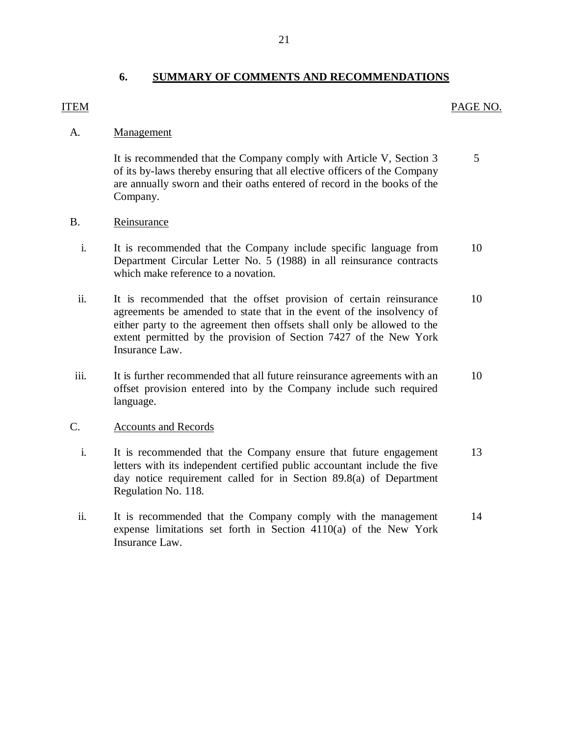## 6. SUMMARY OF COMMENTS AND RECOMMENDATIONS

| ITEM | | PAGE NO. |
|---|---|---|
| A. | **Management** | |
| | It is recommended that the Company comply with Article V, Section 3 of its by-laws thereby ensuring that all elective officers of the Company are annually sworn and their oaths entered of record in the books of the Company. | 5 |
| B. | **Reinsurance** | |
| i. | It is recommended that the Company include specific language from Department Circular Letter No. 5 (1988) in all reinsurance contracts which make reference to a novation. | 10 |
| ii. | It is recommended that the offset provision of certain reinsurance agreements be amended to state that in the event of the insolvency of either party to the agreement then offsets shall only be allowed to the extent permitted by the provision of Section 7427 of the New York Insurance Law. | 10 |
| iii. | It is further recommended that all future reinsurance agreements with an offset provision entered into by the Company include such required language. | 10 |
| C. | **Accounts and Records** | |
| i. | It is recommended that the Company ensure that future engagement letters with its independent certified public accountant include the five day notice requirement called for in Section 89.8(a) of Department Regulation No. 118. | 13 |
| ii. | It is recommended that the Company comply with the management expense limitations set forth in Section 4110(a) of the New York Insurance Law. | 14 |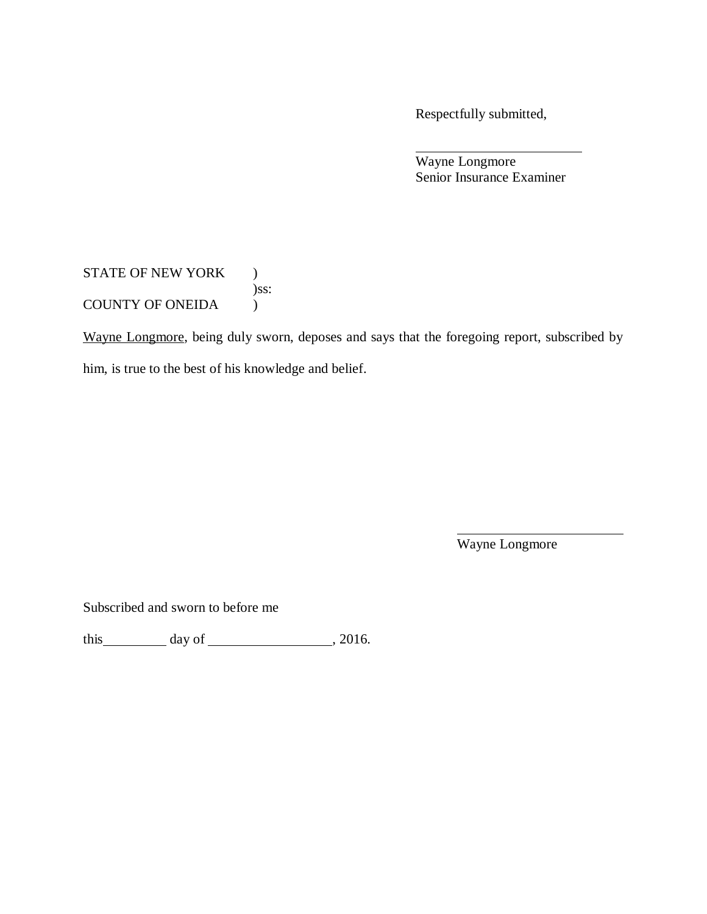Respectfully submitted,

\_\_\_\_\_\_\_\_\_\_\_\_\_\_\_\_\_\_\_\_\_\_\_\_

Wayne Longmore
Senior Insurance Examiner

STATE OF NEW YORK )
)ss:
COUNTY OF ONEIDA )

Wayne Longmore, being duly sworn, deposes and says that the foregoing report, subscribed by him, is true to the best of his knowledge and belief.

\_\_\_\_\_\_\_\_\_\_\_\_\_\_\_\_\_\_\_\_\_\_\_\_

Wayne Longmore

Subscribed and sworn to before me

this\_\_\_\_\_\_\_\_\_ day of \_\_\_\_\_\_\_\_\_\_\_\_\_\_\_\_\_, 2016.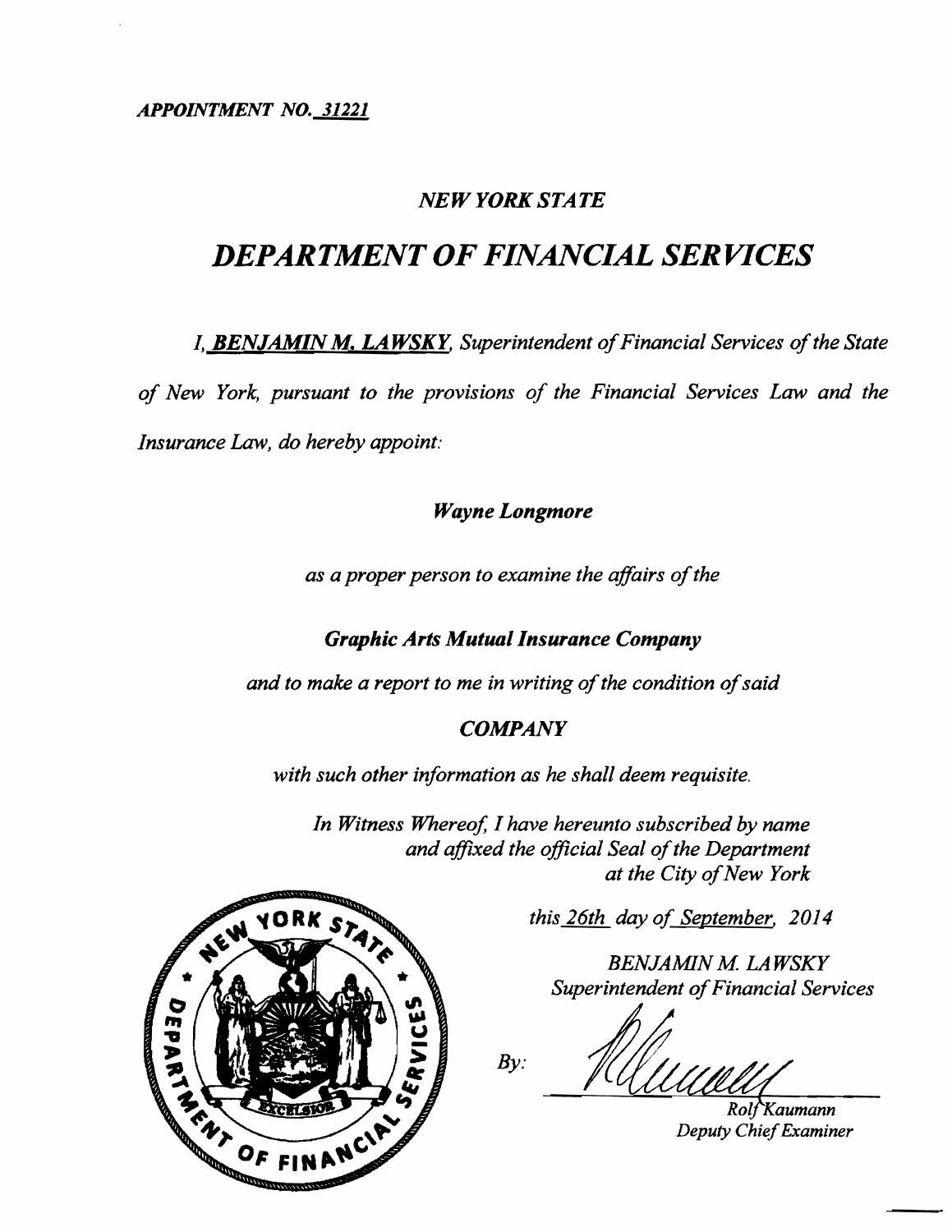*APPOINTMENT NO. 31221*

*NEW YORK STATE*

# *DEPARTMENT OF FINANCIAL SERVICES*

*I, **BENJAMIN M. LAWSKY**, Superintendent of Financial Services of the State of New York, pursuant to the provisions of the Financial Services Law and the Insurance Law, do hereby appoint:*

***Wayne Longmore***

*as a proper person to examine the affairs of the*

***Graphic Arts Mutual Insurance Company***

*and to make a report to me in writing of the condition of said*

***COMPANY***

*with such other information as he shall deem requisite.*

*In Witness Whereof, I have hereunto subscribed by name and affixed the official Seal of the Department at the City of New York*

*this 26th day of September, 2014*

*BENJAMIN M. LAWSKY*
*Superintendent of Financial Services*

*By:*

*Rolf Kaumann*
*Deputy Chief Examiner*